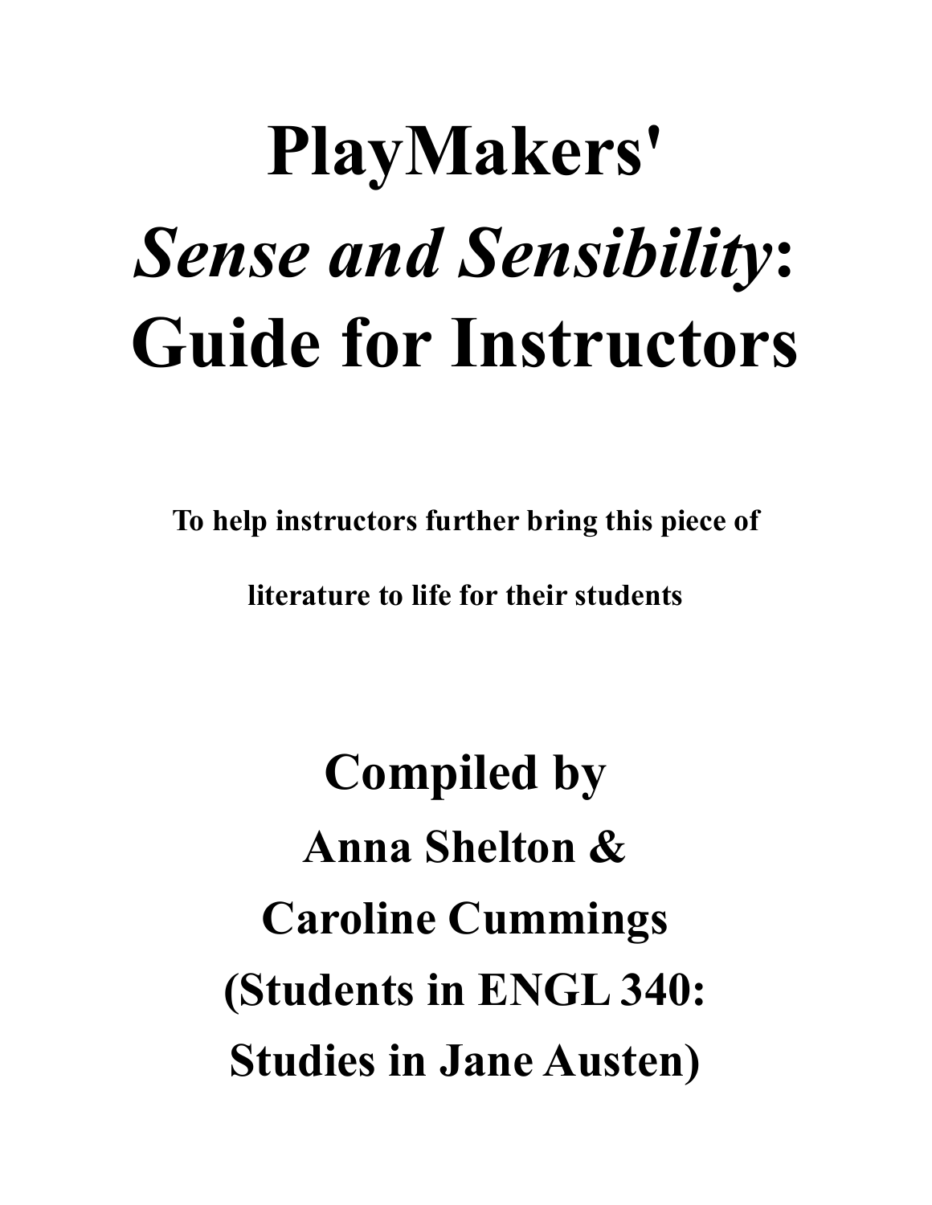# PlayMakers' *Sense and Sensibility*: Guide for Instructors

**To help instructors further bring this piece of literature to life for their students**

## Compiled by Anna Shelton & Caroline Cummings (Students in ENGL 340: Studies in Jane Austen)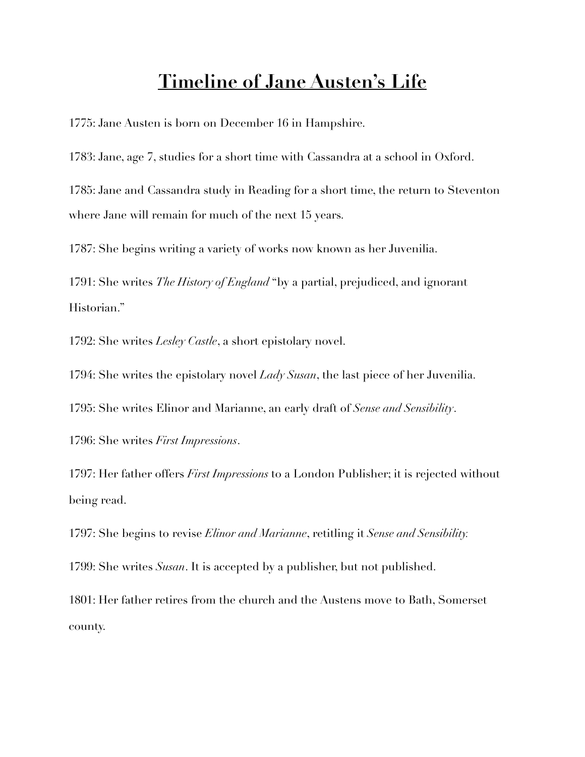# Timeline of Jane Austen's Life

1775: Jane Austen is born on December 16 in Hampshire.

1783: Jane, age 7, studies for a short time with Cassandra at a school in Oxford.

1785: Jane and Cassandra study in Reading for a short time, the return to Steventon where Jane will remain for much of the next 15 years.

1787: She begins writing a variety of works now known as her Juvenilia.

1791: She writes *The History of England* "by a partial, prejudiced, and ignorant Historian."

1792: She writes *Lesley Castle*, a short epistolary novel.

1794: She writes the epistolary novel *Lady Susan*, the last piece of her Juvenilia.

1795: She writes Elinor and Marianne, an early draft of *Sense and Sensibility*.

1796: She writes *First Impressions*.

1797: Her father offers *First Impressions* to a London Publisher; it is rejected without being read.

1797: She begins to revise *Elinor and Marianne*, retitling it *Sense and Sensibility.*

1799: She writes *Susan*. It is accepted by a publisher, but not published.

1801: Her father retires from the church and the Austens move to Bath, Somerset county.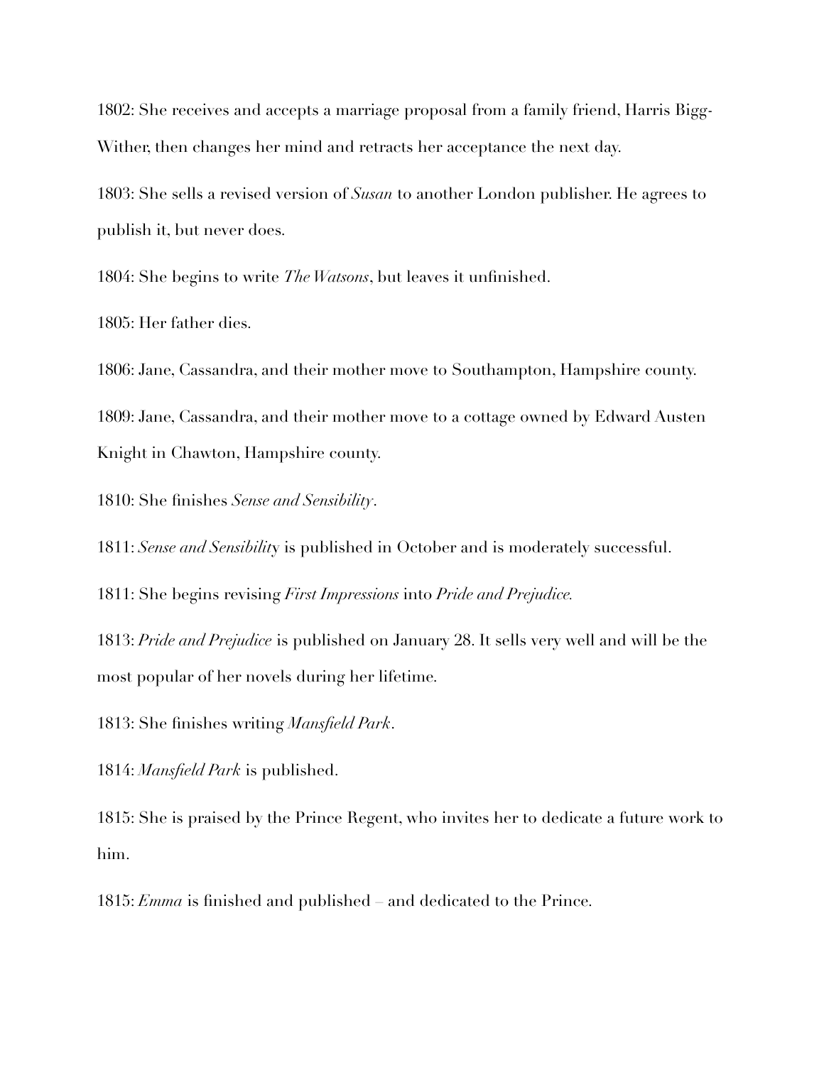1802: She receives and accepts a marriage proposal from a family friend, Harris Bigg-Wither, then changes her mind and retracts her acceptance the next day.

1803: She sells a revised version of *Susan* to another London publisher. He agrees to publish it, but never does.

1804: She begins to write *The Watsons*, but leaves it unfinished.

1805: Her father dies.

1806: Jane, Cassandra, and their mother move to Southampton, Hampshire county.

1809: Jane, Cassandra, and their mother move to a cottage owned by Edward Austen Knight in Chawton, Hampshire county.

1810: She finishes *Sense and Sensibility*.

1811: *Sense and Sensibility* is published in October and is moderately successful.

1811: She begins revising *First Impressions* into *Pride and Prejudice.*

1813: *Pride and Prejudice* is published on January 28. It sells very well and will be the most popular of her novels during her lifetime.

1813: She finishes writing *Mansfield Park*.

1814: *Mansfield Park* is published.

1815: She is praised by the Prince Regent, who invites her to dedicate a future work to him.

1815: *Emma* is finished and published – and dedicated to the Prince.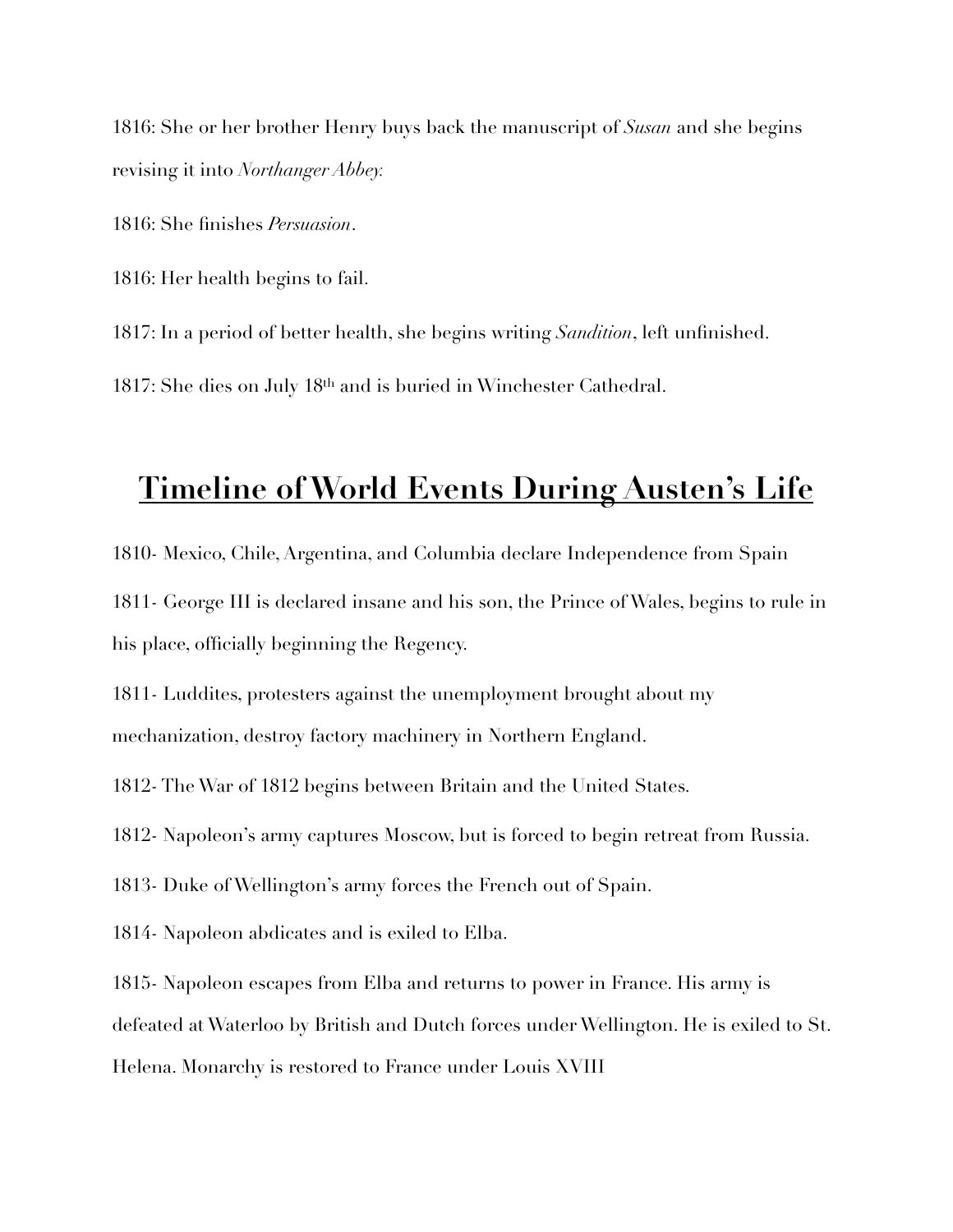1816: She or her brother Henry buys back the manuscript of *Susan* and she begins revising it into *Northanger Abbey.*

1816: She finishes *Persuasion*.

1816: Her health begins to fail.

1817: In a period of better health, she begins writing *Sandition*, left unfinished.

1817: She dies on July 18th and is buried in Winchester Cathedral.

## Timeline of World Events During Austen's Life

1810- Mexico, Chile, Argentina, and Columbia declare Independence from Spain

1811- George III is declared insane and his son, the Prince of Wales, begins to rule in his place, officially beginning the Regency.

1811- Luddites, protesters against the unemployment brought about my mechanization, destroy factory machinery in Northern England.

1812- The War of 1812 begins between Britain and the United States.

1812- Napoleon's army captures Moscow, but is forced to begin retreat from Russia.

1813- Duke of Wellington's army forces the French out of Spain.

1814- Napoleon abdicates and is exiled to Elba.

1815- Napoleon escapes from Elba and returns to power in France. His army is defeated at Waterloo by British and Dutch forces under Wellington. He is exiled to St. Helena. Monarchy is restored to France under Louis XVIII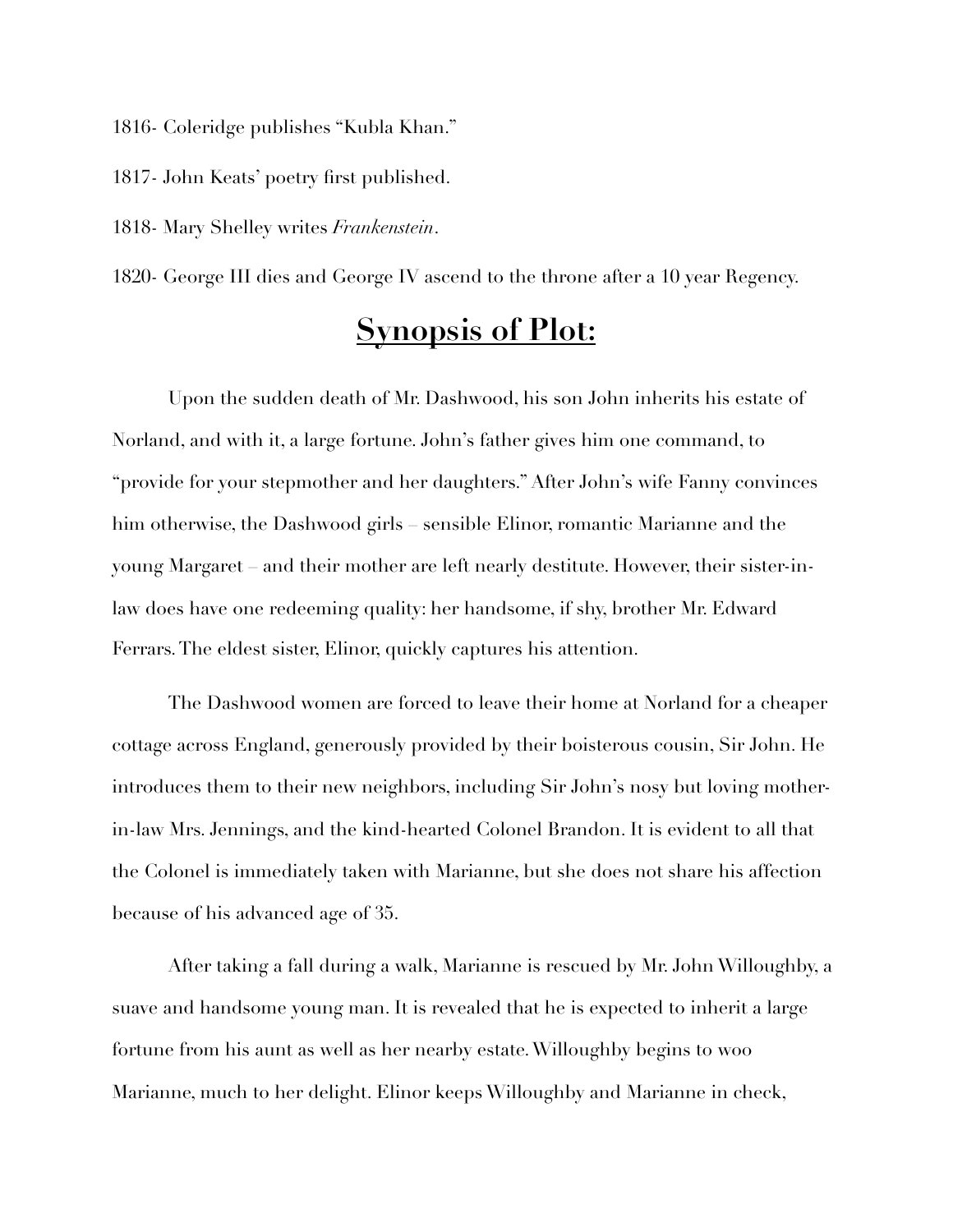1816- Coleridge publishes "Kubla Khan."

1817- John Keats' poetry first published.

1818- Mary Shelley writes *Frankenstein*.

1820- George III dies and George IV ascend to the throne after a 10 year Regency.

## **Synopsis of Plot:**

Upon the sudden death of Mr. Dashwood, his son John inherits his estate of Norland, and with it, a large fortune. John's father gives him one command, to "provide for your stepmother and her daughters." After John's wife Fanny convinces him otherwise, the Dashwood girls – sensible Elinor, romantic Marianne and the young Margaret – and their mother are left nearly destitute. However, their sister-in-law does have one redeeming quality: her handsome, if shy, brother Mr. Edward Ferrars. The eldest sister, Elinor, quickly captures his attention.

The Dashwood women are forced to leave their home at Norland for a cheaper cottage across England, generously provided by their boisterous cousin, Sir John. He introduces them to their new neighbors, including Sir John's nosy but loving mother-in-law Mrs. Jennings, and the kind-hearted Colonel Brandon. It is evident to all that the Colonel is immediately taken with Marianne, but she does not share his affection because of his advanced age of 35.

After taking a fall during a walk, Marianne is rescued by Mr. John Willoughby, a suave and handsome young man. It is revealed that he is expected to inherit a large fortune from his aunt as well as her nearby estate. Willoughby begins to woo Marianne, much to her delight. Elinor keeps Willoughby and Marianne in check,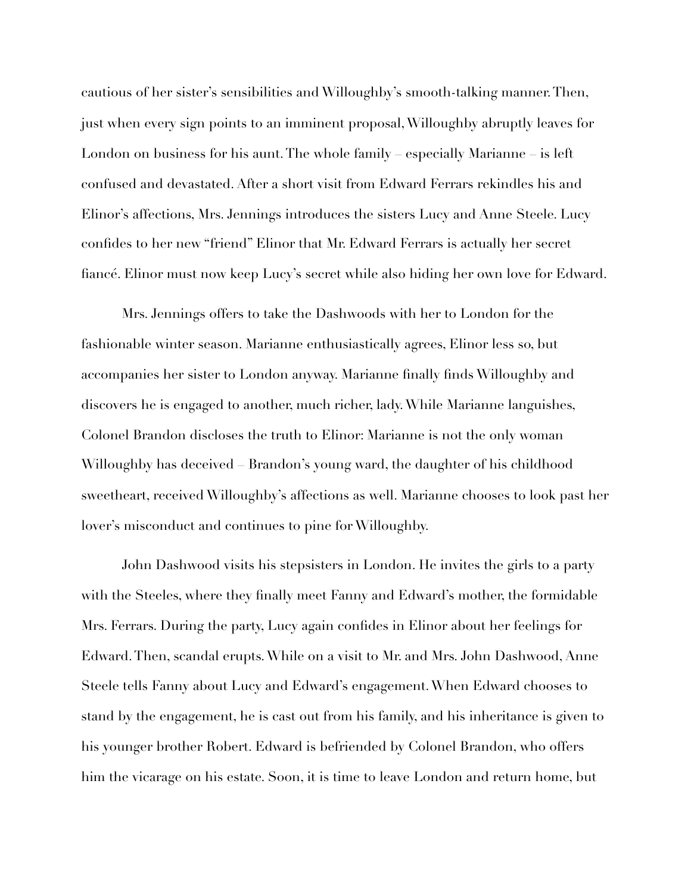cautious of her sister's sensibilities and Willoughby's smooth-talking manner. Then, just when every sign points to an imminent proposal, Willoughby abruptly leaves for London on business for his aunt. The whole family – especially Marianne – is left confused and devastated. After a short visit from Edward Ferrars rekindles his and Elinor's affections, Mrs. Jennings introduces the sisters Lucy and Anne Steele. Lucy confides to her new "friend" Elinor that Mr. Edward Ferrars is actually her secret fiancé. Elinor must now keep Lucy's secret while also hiding her own love for Edward.

Mrs. Jennings offers to take the Dashwoods with her to London for the fashionable winter season. Marianne enthusiastically agrees, Elinor less so, but accompanies her sister to London anyway. Marianne finally finds Willoughby and discovers he is engaged to another, much richer, lady. While Marianne languishes, Colonel Brandon discloses the truth to Elinor: Marianne is not the only woman Willoughby has deceived – Brandon's young ward, the daughter of his childhood sweetheart, received Willoughby's affections as well. Marianne chooses to look past her lover's misconduct and continues to pine for Willoughby.

John Dashwood visits his stepsisters in London. He invites the girls to a party with the Steeles, where they finally meet Fanny and Edward's mother, the formidable Mrs. Ferrars. During the party, Lucy again confides in Elinor about her feelings for Edward. Then, scandal erupts. While on a visit to Mr. and Mrs. John Dashwood, Anne Steele tells Fanny about Lucy and Edward's engagement. When Edward chooses to stand by the engagement, he is cast out from his family, and his inheritance is given to his younger brother Robert. Edward is befriended by Colonel Brandon, who offers him the vicarage on his estate. Soon, it is time to leave London and return home, but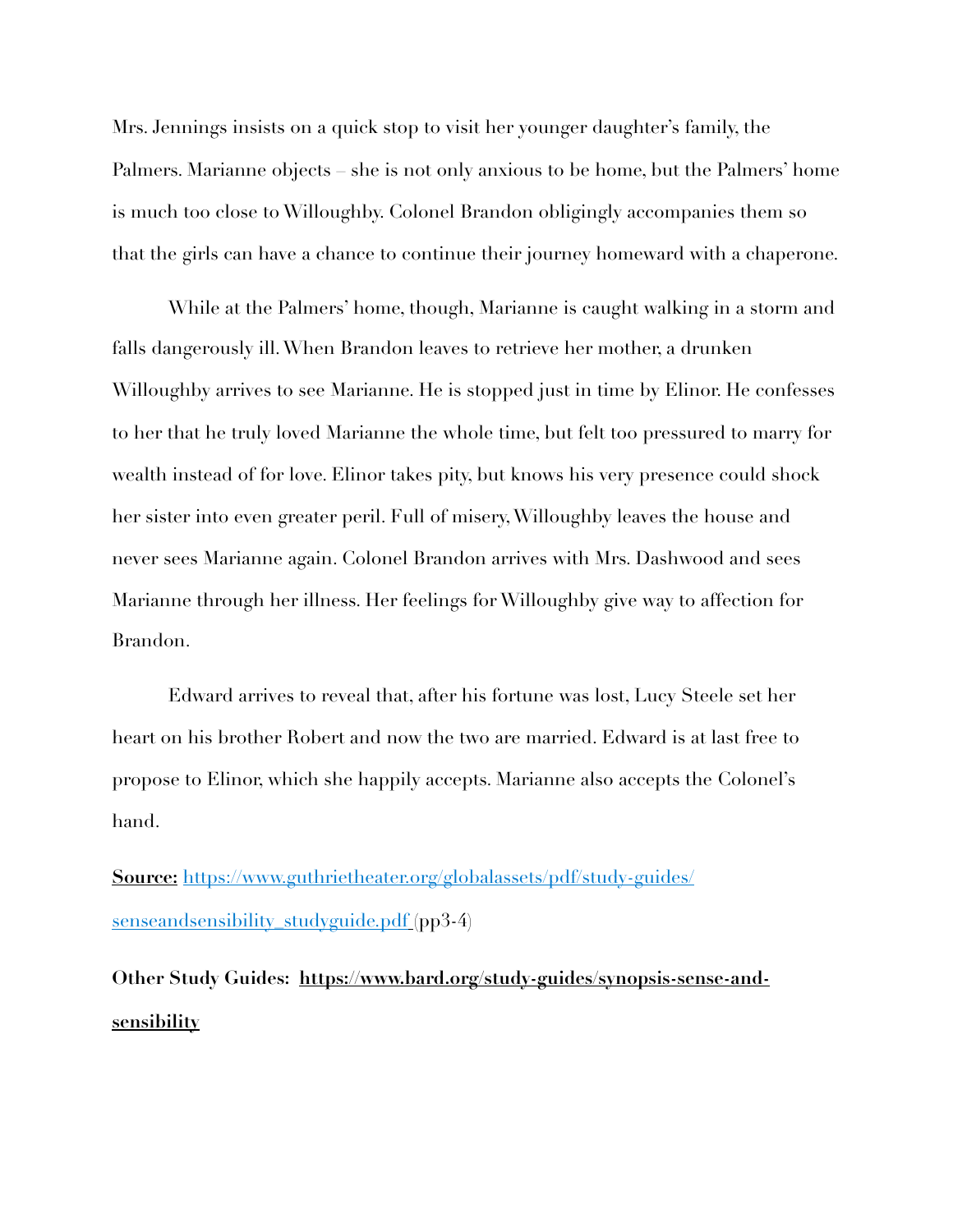Mrs. Jennings insists on a quick stop to visit her younger daughter's family, the Palmers. Marianne objects – she is not only anxious to be home, but the Palmers' home is much too close to Willoughby. Colonel Brandon obligingly accompanies them so that the girls can have a chance to continue their journey homeward with a chaperone.

While at the Palmers' home, though, Marianne is caught walking in a storm and falls dangerously ill. When Brandon leaves to retrieve her mother, a drunken Willoughby arrives to see Marianne. He is stopped just in time by Elinor. He confesses to her that he truly loved Marianne the whole time, but felt too pressured to marry for wealth instead of for love. Elinor takes pity, but knows his very presence could shock her sister into even greater peril. Full of misery, Willoughby leaves the house and never sees Marianne again. Colonel Brandon arrives with Mrs. Dashwood and sees Marianne through her illness. Her feelings for Willoughby give way to affection for Brandon.

Edward arrives to reveal that, after his fortune was lost, Lucy Steele set her heart on his brother Robert and now the two are married. Edward is at last free to propose to Elinor, which she happily accepts. Marianne also accepts the Colonel's hand.

**Source:** [https://www.guthrietheater.org/globalassets/pdf/study-guides/senseandsensibility_studyguide.pdf](https://www.guthrietheater.org/globalassets/pdf/study-guides/senseandsensibility_studyguide.pdf) (pp3-4)

**Other Study Guides: [https://www.bard.org/study-guides/synopsis-sense-and-sensibility](https://www.bard.org/study-guides/synopsis-sense-and-sensibility)**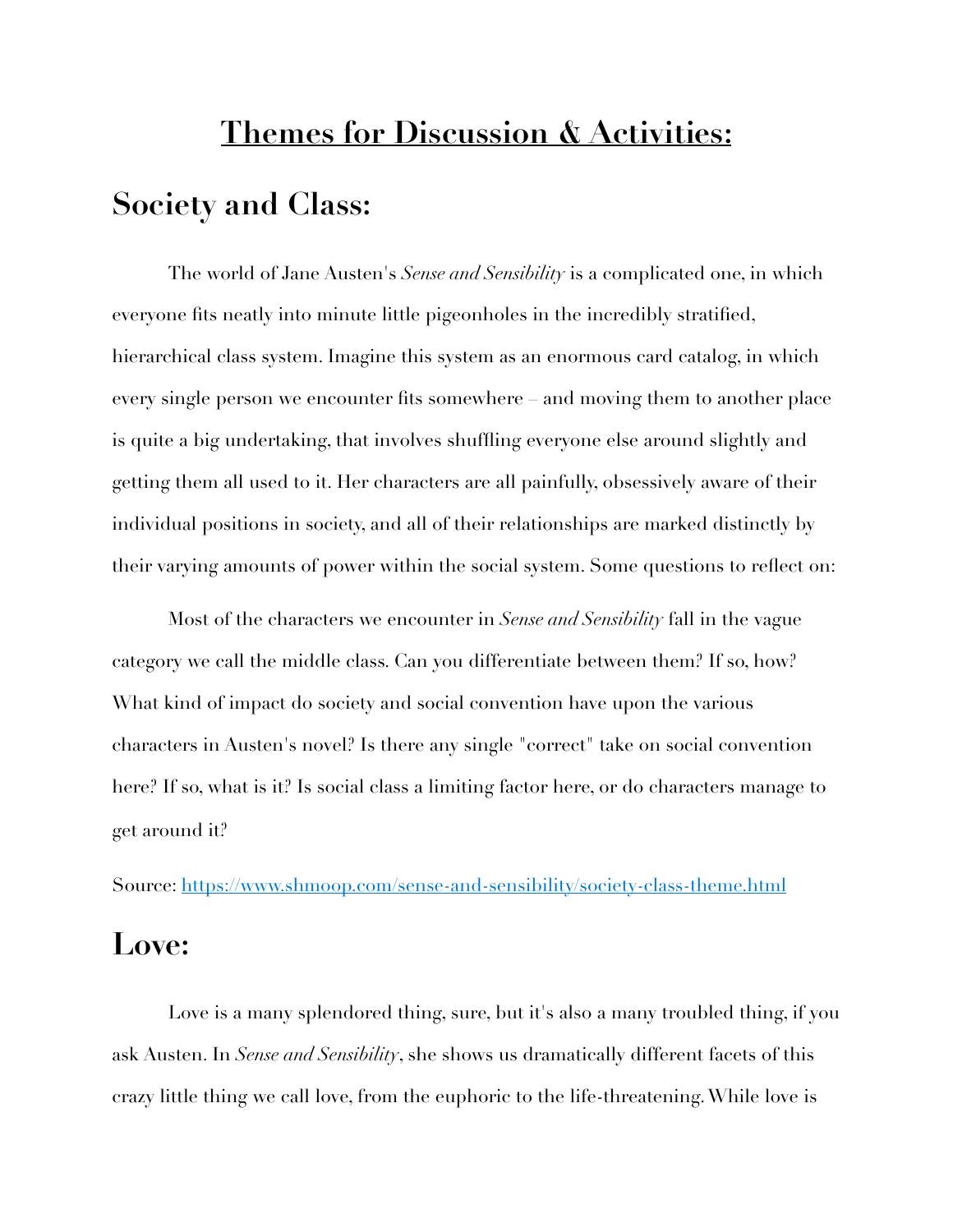# <u>Themes for Discussion & Activities:</u>

## Society and Class:

The world of Jane Austen's *Sense and Sensibility* is a complicated one, in which everyone fits neatly into minute little pigeonholes in the incredibly stratified, hierarchical class system. Imagine this system as an enormous card catalog, in which every single person we encounter fits somewhere – and moving them to another place is quite a big undertaking, that involves shuffling everyone else around slightly and getting them all used to it. Her characters are all painfully, obsessively aware of their individual positions in society, and all of their relationships are marked distinctly by their varying amounts of power within the social system. Some questions to reflect on:

Most of the characters we encounter in *Sense and Sensibility* fall in the vague category we call the middle class. Can you differentiate between them? If so, how? What kind of impact do society and social convention have upon the various characters in Austen's novel? Is there any single "correct" take on social convention here? If so, what is it? Is social class a limiting factor here, or do characters manage to get around it?

Source: [https://www.shmoop.com/sense-and-sensibility/society-class-theme.html](https://www.shmoop.com/sense-and-sensibility/society-class-theme.html)

## Love:

Love is a many splendored thing, sure, but it's also a many troubled thing, if you ask Austen. In *Sense and Sensibility*, she shows us dramatically different facets of this crazy little thing we call love, from the euphoric to the life-threatening. While love is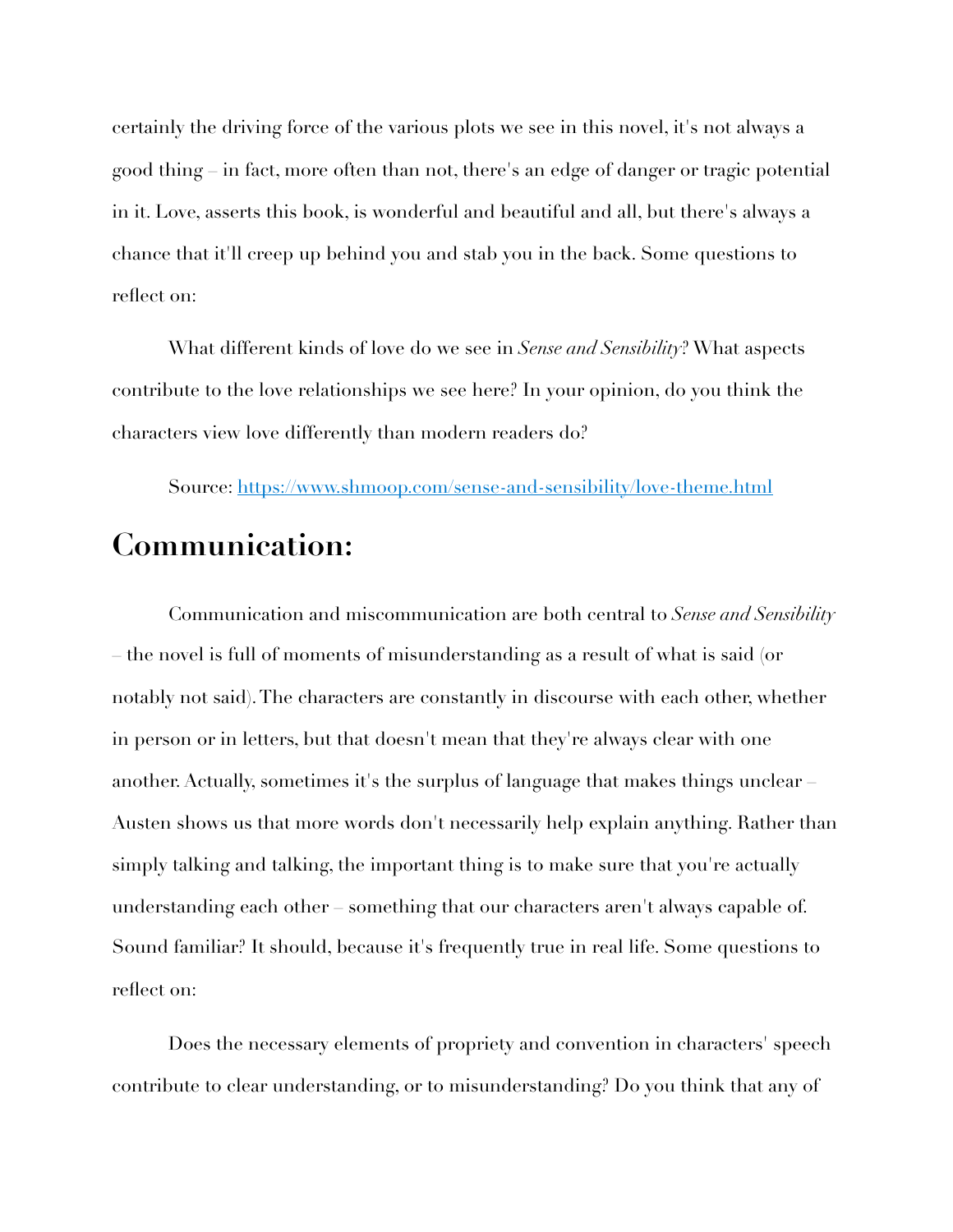certainly the driving force of the various plots we see in this novel, it's not always a good thing – in fact, more often than not, there's an edge of danger or tragic potential in it. Love, asserts this book, is wonderful and beautiful and all, but there's always a chance that it'll creep up behind you and stab you in the back. Some questions to reflect on:

What different kinds of love do we see in *Sense and Sensibility*? What aspects contribute to the love relationships we see here? In your opinion, do you think the characters view love differently than modern readers do?

Source: [https://www.shmoop.com/sense-and-sensibility/love-theme.html](https://www.shmoop.com/sense-and-sensibility/love-theme.html)

## Communication:

Communication and miscommunication are both central to *Sense and Sensibility* – the novel is full of moments of misunderstanding as a result of what is said (or notably not said). The characters are constantly in discourse with each other, whether in person or in letters, but that doesn't mean that they're always clear with one another. Actually, sometimes it's the surplus of language that makes things unclear – Austen shows us that more words don't necessarily help explain anything. Rather than simply talking and talking, the important thing is to make sure that you're actually understanding each other – something that our characters aren't always capable of. Sound familiar? It should, because it's frequently true in real life. Some questions to reflect on:

Does the necessary elements of propriety and convention in characters' speech contribute to clear understanding, or to misunderstanding? Do you think that any of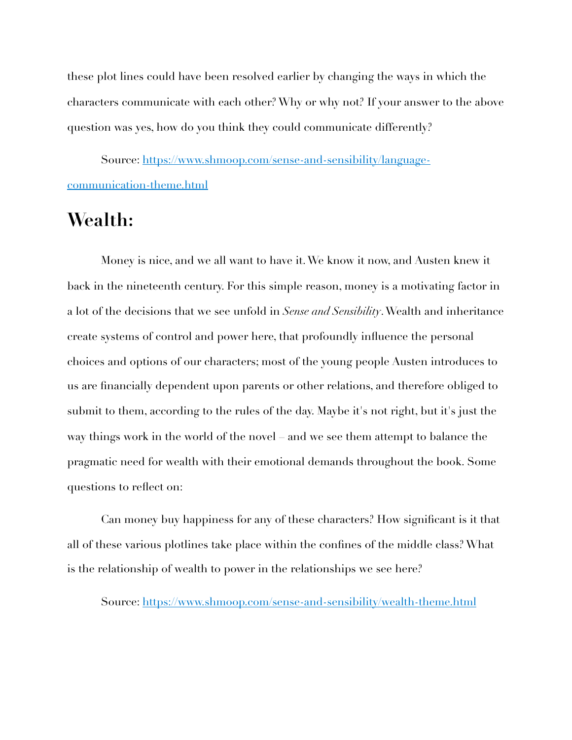these plot lines could have been resolved earlier by changing the ways in which the characters communicate with each other? Why or why not? If your answer to the above question was yes, how do you think they could communicate differently?

Source: [https://www.shmoop.com/sense-and-sensibility/language-communication-theme.html](https://www.shmoop.com/sense-and-sensibility/language-communication-theme.html)

## Wealth:

Money is nice, and we all want to have it. We know it now, and Austen knew it back in the nineteenth century. For this simple reason, money is a motivating factor in a lot of the decisions that we see unfold in *Sense and Sensibility*. Wealth and inheritance create systems of control and power here, that profoundly influence the personal choices and options of our characters; most of the young people Austen introduces to us are financially dependent upon parents or other relations, and therefore obliged to submit to them, according to the rules of the day. Maybe it's not right, but it's just the way things work in the world of the novel – and we see them attempt to balance the pragmatic need for wealth with their emotional demands throughout the book. Some questions to reflect on:

Can money buy happiness for any of these characters? How significant is it that all of these various plotlines take place within the confines of the middle class? What is the relationship of wealth to power in the relationships we see here?

Source: [https://www.shmoop.com/sense-and-sensibility/wealth-theme.html](https://www.shmoop.com/sense-and-sensibility/wealth-theme.html)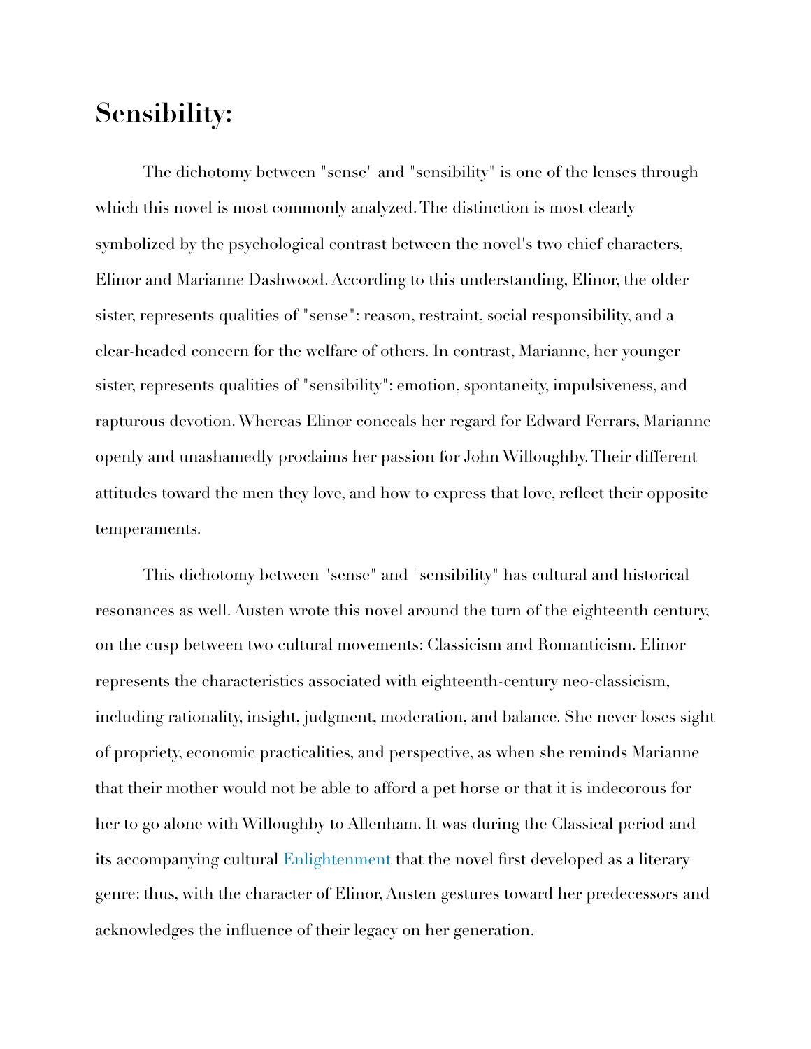# Sensibility:

The dichotomy between "sense" and "sensibility" is one of the lenses through which this novel is most commonly analyzed. The distinction is most clearly symbolized by the psychological contrast between the novel's two chief characters, Elinor and Marianne Dashwood. According to this understanding, Elinor, the older sister, represents qualities of "sense": reason, restraint, social responsibility, and a clear-headed concern for the welfare of others. In contrast, Marianne, her younger sister, represents qualities of "sensibility": emotion, spontaneity, impulsiveness, and rapturous devotion. Whereas Elinor conceals her regard for Edward Ferrars, Marianne openly and unashamedly proclaims her passion for John Willoughby. Their different attitudes toward the men they love, and how to express that love, reflect their opposite temperaments.

This dichotomy between "sense" and "sensibility" has cultural and historical resonances as well. Austen wrote this novel around the turn of the eighteenth century, on the cusp between two cultural movements: Classicism and Romanticism. Elinor represents the characteristics associated with eighteenth-century neo-classicism, including rationality, insight, judgment, moderation, and balance. She never loses sight of propriety, economic practicalities, and perspective, as when she reminds Marianne that their mother would not be able to afford a pet horse or that it is indecorous for her to go alone with Willoughby to Allenham. It was during the Classical period and its accompanying cultural Enlightenment that the novel first developed as a literary genre: thus, with the character of Elinor, Austen gestures toward her predecessors and acknowledges the influence of their legacy on her generation.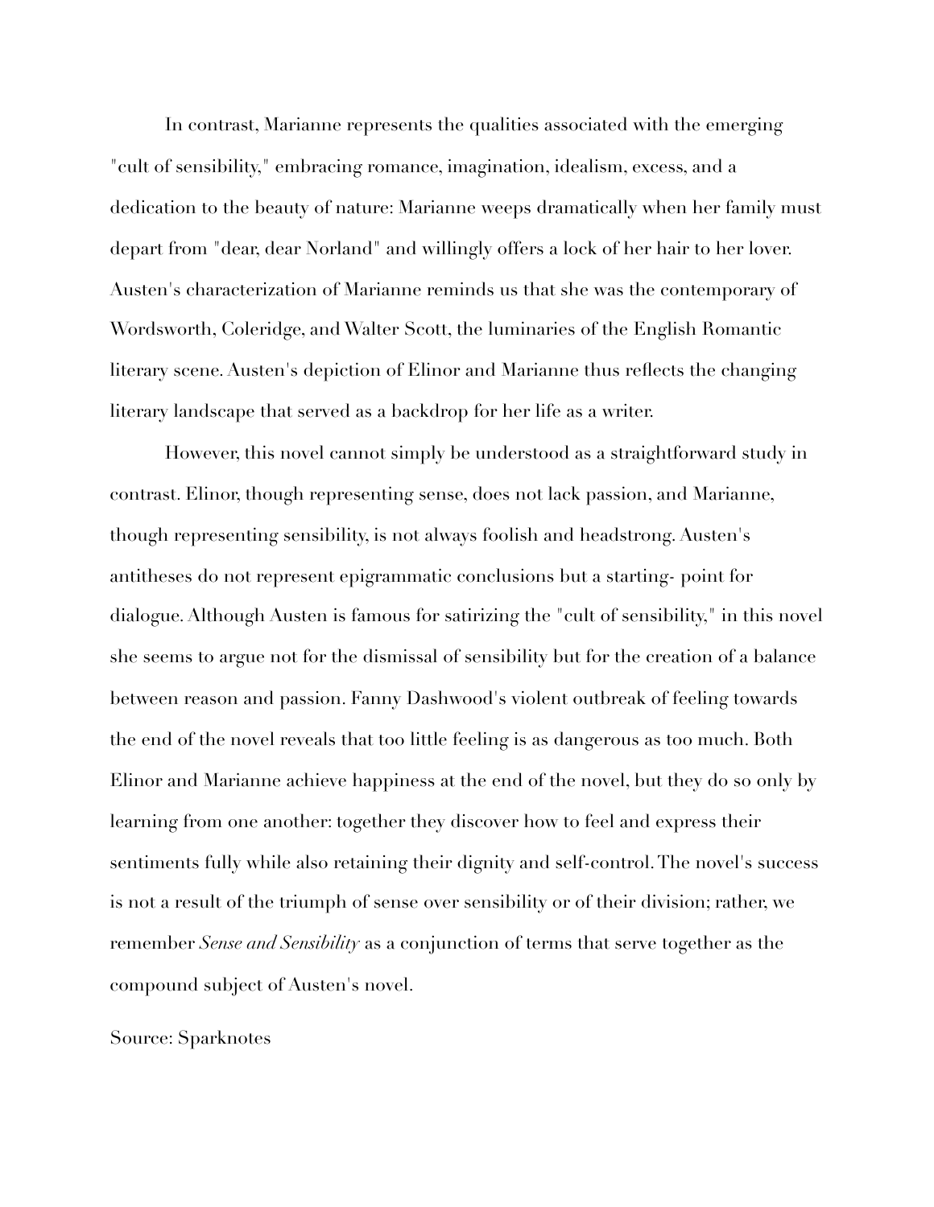In contrast, Marianne represents the qualities associated with the emerging "cult of sensibility," embracing romance, imagination, idealism, excess, and a dedication to the beauty of nature: Marianne weeps dramatically when her family must depart from "dear, dear Norland" and willingly offers a lock of her hair to her lover. Austen's characterization of Marianne reminds us that she was the contemporary of Wordsworth, Coleridge, and Walter Scott, the luminaries of the English Romantic literary scene. Austen's depiction of Elinor and Marianne thus reflects the changing literary landscape that served as a backdrop for her life as a writer.

However, this novel cannot simply be understood as a straightforward study in contrast. Elinor, though representing sense, does not lack passion, and Marianne, though representing sensibility, is not always foolish and headstrong. Austen's antitheses do not represent epigrammatic conclusions but a starting- point for dialogue. Although Austen is famous for satirizing the "cult of sensibility," in this novel she seems to argue not for the dismissal of sensibility but for the creation of a balance between reason and passion. Fanny Dashwood's violent outbreak of feeling towards the end of the novel reveals that too little feeling is as dangerous as too much. Both Elinor and Marianne achieve happiness at the end of the novel, but they do so only by learning from one another: together they discover how to feel and express their sentiments fully while also retaining their dignity and self-control. The novel's success is not a result of the triumph of sense over sensibility or of their division; rather, we remember *Sense and Sensibility* as a conjunction of terms that serve together as the compound subject of Austen's novel.

Source: Sparknotes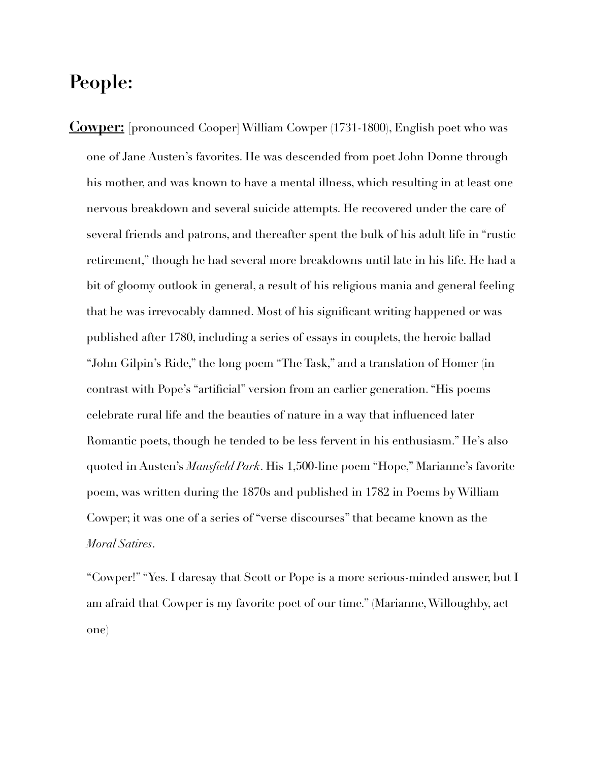# People:

**Cowper:** [pronounced Cooper] William Cowper (1731-1800), English poet who was one of Jane Austen's favorites. He was descended from poet John Donne through his mother, and was known to have a mental illness, which resulting in at least one nervous breakdown and several suicide attempts. He recovered under the care of several friends and patrons, and thereafter spent the bulk of his adult life in "rustic retirement," though he had several more breakdowns until late in his life. He had a bit of gloomy outlook in general, a result of his religious mania and general feeling that he was irrevocably damned. Most of his significant writing happened or was published after 1780, including a series of essays in couplets, the heroic ballad "John Gilpin's Ride," the long poem "The Task," and a translation of Homer (in contrast with Pope's "artificial" version from an earlier generation. "His poems celebrate rural life and the beauties of nature in a way that influenced later Romantic poets, though he tended to be less fervent in his enthusiasm." He's also quoted in Austen's *Mansfield Park*. His 1,500-line poem "Hope," Marianne's favorite poem, was written during the 1870s and published in 1782 in Poems by William Cowper; it was one of a series of "verse discourses" that became known as the *Moral Satires*.

"Cowper!" "Yes. I daresay that Scott or Pope is a more serious-minded answer, but I am afraid that Cowper is my favorite poet of our time." (Marianne, Willoughby, act one)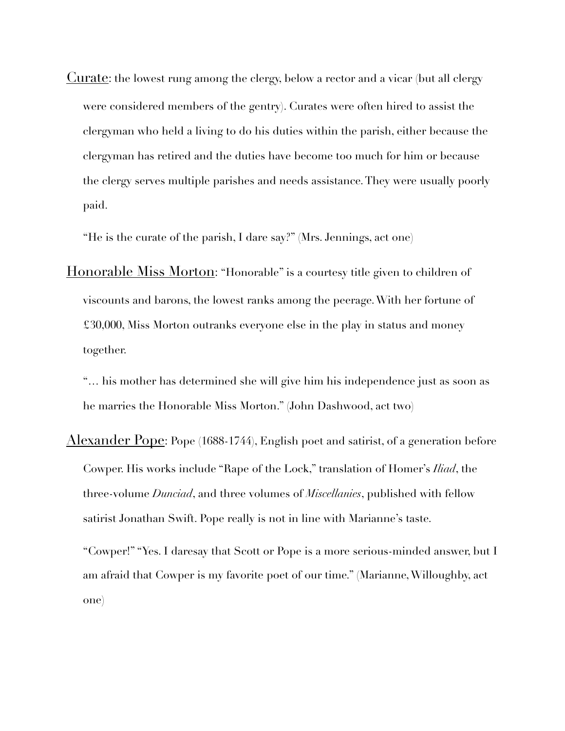<u>Curate</u>: the lowest rung among the clergy, below a rector and a vicar (but all clergy were considered members of the gentry). Curates were often hired to assist the clergyman who held a living to do his duties within the parish, either because the clergyman has retired and the duties have become too much for him or because the clergy serves multiple parishes and needs assistance. They were usually poorly paid.

"He is the curate of the parish, I dare say?" (Mrs. Jennings, act one)

<u>Honorable Miss Morton</u>: "Honorable" is a courtesy title given to children of viscounts and barons, the lowest ranks among the peerage. With her fortune of £30,000, Miss Morton outranks everyone else in the play in status and money together.

"… his mother has determined she will give him his independence just as soon as he marries the Honorable Miss Morton." (John Dashwood, act two)

<u>Alexander Pope</u>: Pope (1688-1744), English poet and satirist, of a generation before Cowper. His works include "Rape of the Lock," translation of Homer's *Iliad*, the three-volume *Dunciad*, and three volumes of *Miscellanies*, published with fellow satirist Jonathan Swift. Pope really is not in line with Marianne's taste.

"Cowper!" "Yes. I daresay that Scott or Pope is a more serious-minded answer, but I am afraid that Cowper is my favorite poet of our time." (Marianne, Willoughby, act one)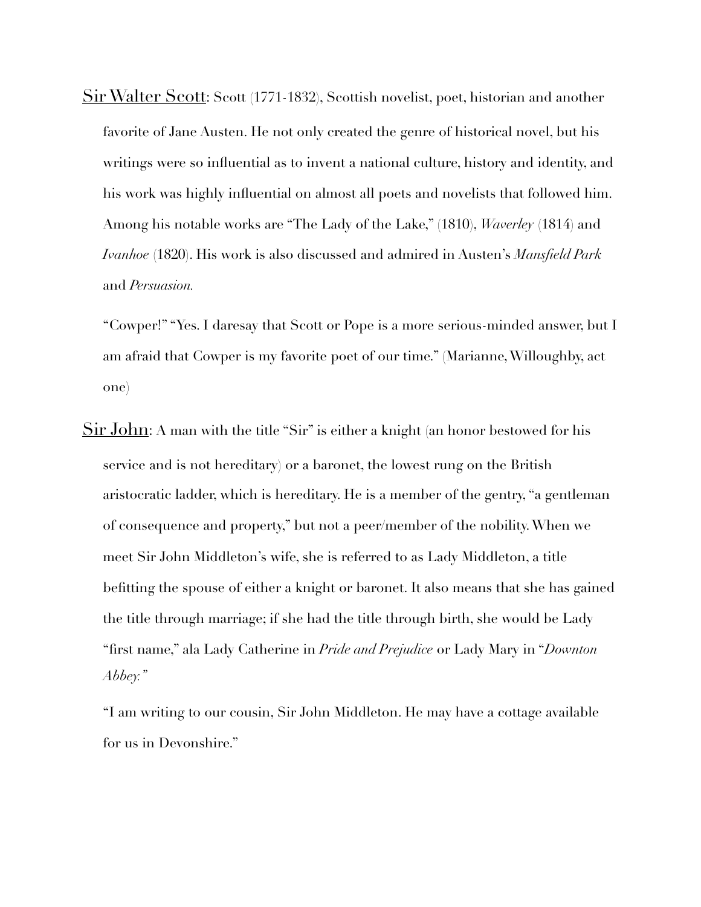<u>Sir Walter Scott</u>: Scott (1771-1832), Scottish novelist, poet, historian and another favorite of Jane Austen. He not only created the genre of historical novel, but his writings were so influential as to invent a national culture, history and identity, and his work was highly influential on almost all poets and novelists that followed him. Among his notable works are "The Lady of the Lake," (1810), *Waverley* (1814) and *Ivanhoe* (1820). His work is also discussed and admired in Austen's *Mansfield Park* and *Persuasion.*

"Cowper!" "Yes. I daresay that Scott or Pope is a more serious-minded answer, but I am afraid that Cowper is my favorite poet of our time." (Marianne, Willoughby, act one)

<u>Sir John</u>: A man with the title "Sir" is either a knight (an honor bestowed for his service and is not hereditary) or a baronet, the lowest rung on the British aristocratic ladder, which is hereditary. He is a member of the gentry, "a gentleman of consequence and property," but not a peer/member of the nobility. When we meet Sir John Middleton's wife, she is referred to as Lady Middleton, a title befitting the spouse of either a knight or baronet. It also means that she has gained the title through marriage; if she had the title through birth, she would be Lady "first name," ala Lady Catherine in *Pride and Prejudice* or Lady Mary in "*Downton Abbey.*"

"I am writing to our cousin, Sir John Middleton. He may have a cottage available for us in Devonshire."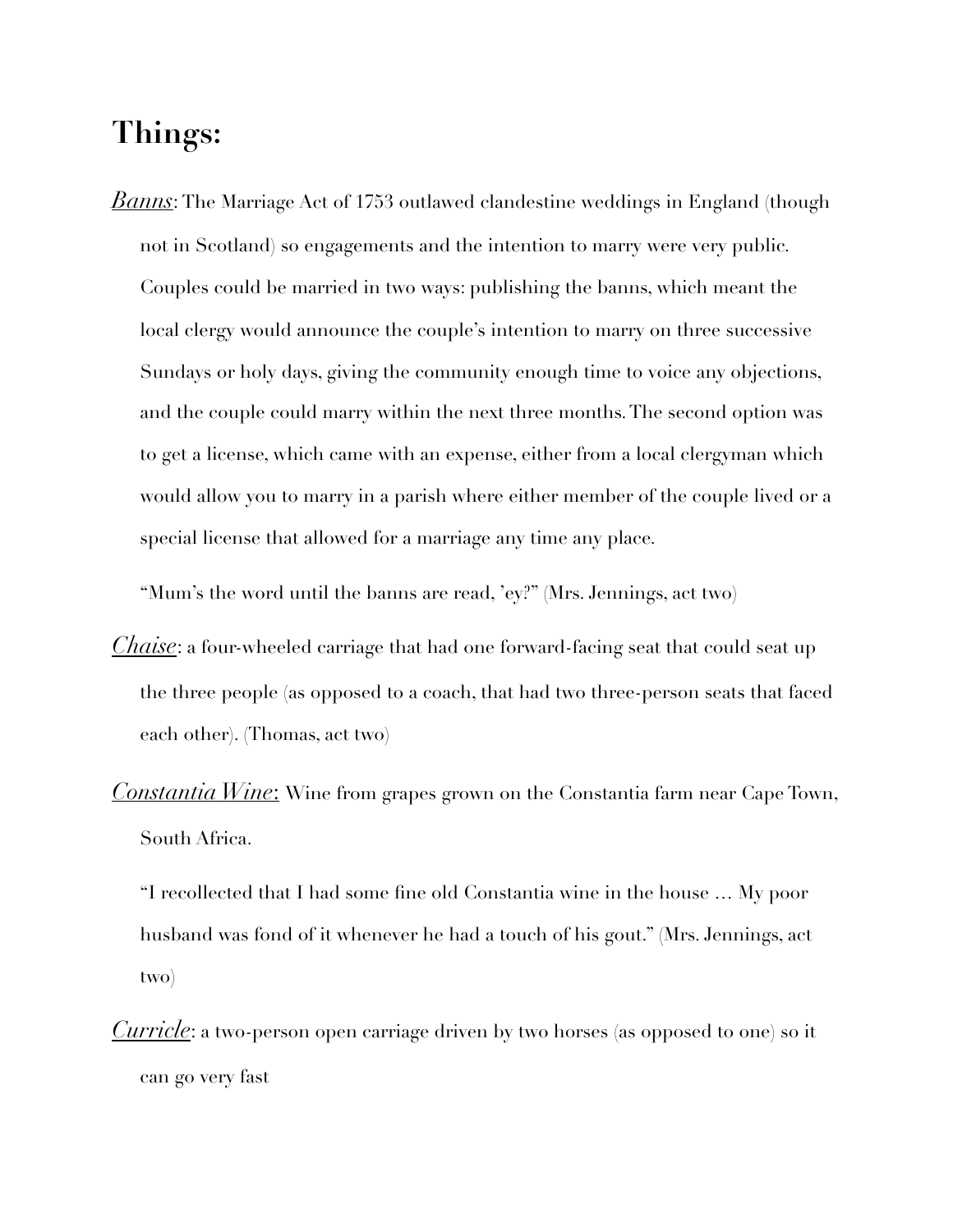# Things:

*Banns*: The Marriage Act of 1753 outlawed clandestine weddings in England (though not in Scotland) so engagements and the intention to marry were very public. Couples could be married in two ways: publishing the banns, which meant the local clergy would announce the couple's intention to marry on three successive Sundays or holy days, giving the community enough time to voice any objections, and the couple could marry within the next three months. The second option was to get a license, which came with an expense, either from a local clergyman which would allow you to marry in a parish where either member of the couple lived or a special license that allowed for a marriage any time any place.

"Mum's the word until the banns are read, 'ey?" (Mrs. Jennings, act two)

*Chaise*: a four-wheeled carriage that had one forward-facing seat that could seat up the three people (as opposed to a coach, that had two three-person seats that faced each other). (Thomas, act two)

*Constantia Wine*: Wine from grapes grown on the Constantia farm near Cape Town, South Africa.

"I recollected that I had some fine old Constantia wine in the house … My poor husband was fond of it whenever he had a touch of his gout." (Mrs. Jennings, act two)

*Curricle*: a two-person open carriage driven by two horses (as opposed to one) so it can go very fast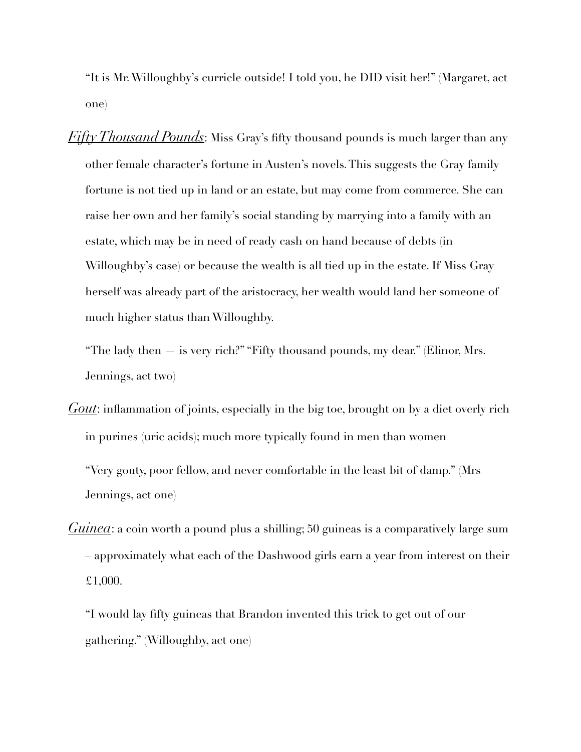"It is Mr. Willoughby's curricle outside! I told you, he DID visit her!" (Margaret, act one)

*__Fifty Thousand Pounds__*: Miss Gray's fifty thousand pounds is much larger than any other female character's fortune in Austen's novels. This suggests the Gray family fortune is not tied up in land or an estate, but may come from commerce. She can raise her own and her family's social standing by marrying into a family with an estate, which may be in need of ready cash on hand because of debts (in Willoughby's case) or because the wealth is all tied up in the estate. If Miss Gray herself was already part of the aristocracy, her wealth would land her someone of much higher status than Willoughby.

"The lady then — is very rich?" "Fifty thousand pounds, my dear." (Elinor, Mrs. Jennings, act two)

*__Gout__*: inflammation of joints, especially in the big toe, brought on by a diet overly rich in purines (uric acids); much more typically found in men than women

"Very gouty, poor fellow, and never comfortable in the least bit of damp." (Mrs Jennings, act one)

*__Guinea__*: a coin worth a pound plus a shilling; 50 guineas is a comparatively large sum – approximately what each of the Dashwood girls earn a year from interest on their £1,000.

"I would lay fifty guineas that Brandon invented this trick to get out of our gathering." (Willoughby, act one)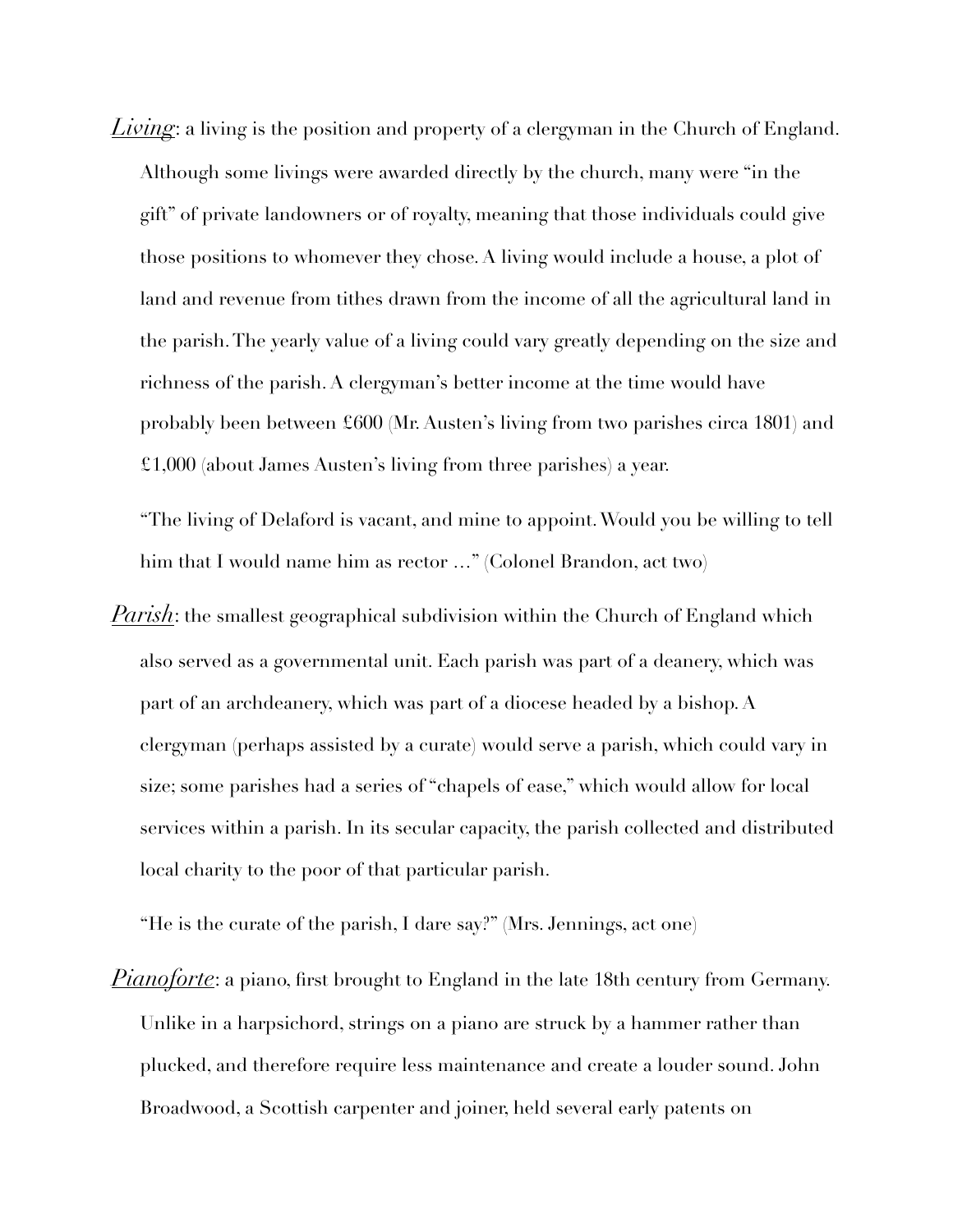*Living*: a living is the position and property of a clergyman in the Church of England. Although some livings were awarded directly by the church, many were "in the gift" of private landowners or of royalty, meaning that those individuals could give those positions to whomever they chose. A living would include a house, a plot of land and revenue from tithes drawn from the income of all the agricultural land in the parish. The yearly value of a living could vary greatly depending on the size and richness of the parish. A clergyman's better income at the time would have probably been between £600 (Mr. Austen's living from two parishes circa 1801) and £1,000 (about James Austen's living from three parishes) a year.

"The living of Delaford is vacant, and mine to appoint. Would you be willing to tell him that I would name him as rector …" (Colonel Brandon, act two)

*Parish*: the smallest geographical subdivision within the Church of England which also served as a governmental unit. Each parish was part of a deanery, which was part of an archdeanery, which was part of a diocese headed by a bishop. A clergyman (perhaps assisted by a curate) would serve a parish, which could vary in size; some parishes had a series of "chapels of ease," which would allow for local services within a parish. In its secular capacity, the parish collected and distributed local charity to the poor of that particular parish.

"He is the curate of the parish, I dare say?" (Mrs. Jennings, act one)

*Pianoforte*: a piano, first brought to England in the late 18th century from Germany. Unlike in a harpsichord, strings on a piano are struck by a hammer rather than plucked, and therefore require less maintenance and create a louder sound. John Broadwood, a Scottish carpenter and joiner, held several early patents on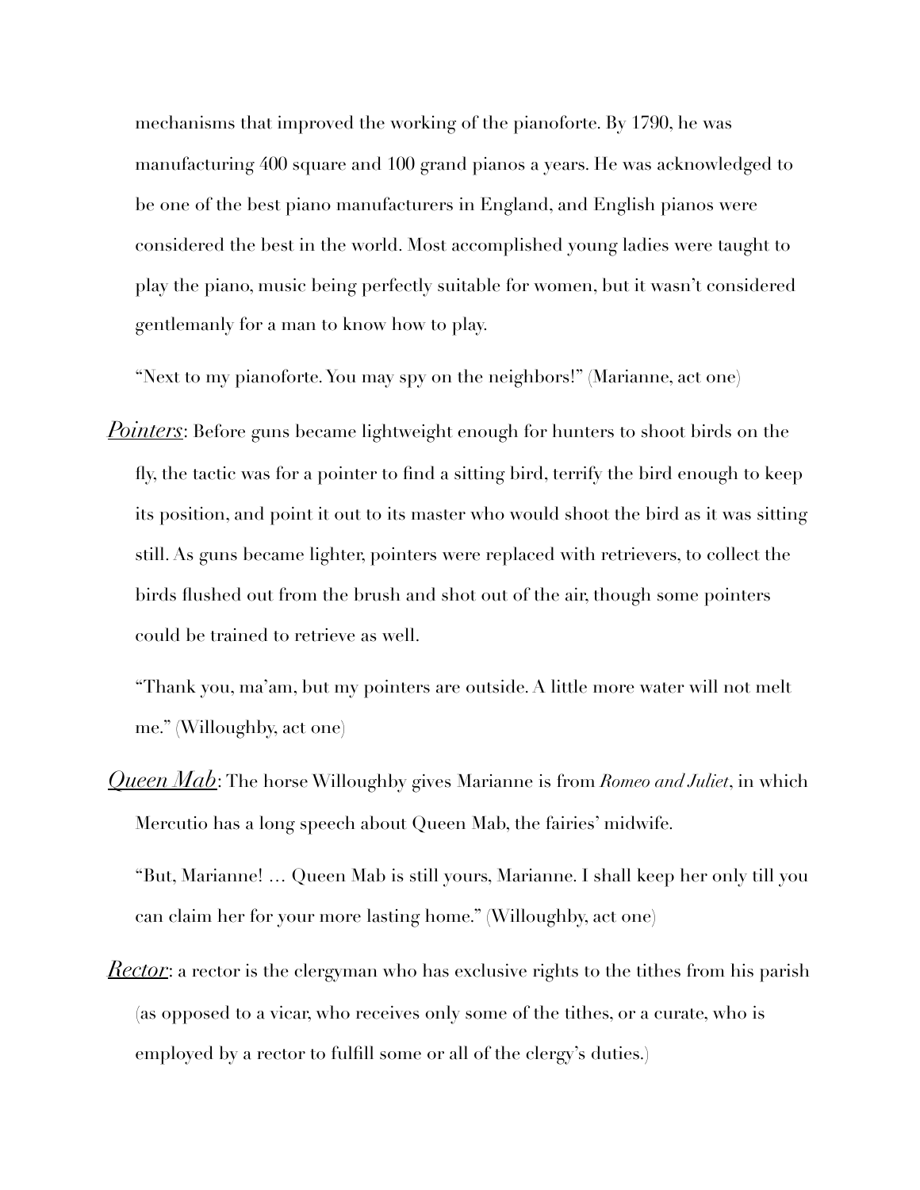mechanisms that improved the working of the pianoforte. By 1790, he was manufacturing 400 square and 100 grand pianos a years. He was acknowledged to be one of the best piano manufacturers in England, and English pianos were considered the best in the world. Most accomplished young ladies were taught to play the piano, music being perfectly suitable for women, but it wasn't considered gentlemanly for a man to know how to play.

"Next to my pianoforte. You may spy on the neighbors!" (Marianne, act one)

*<u>Pointers</u>*: Before guns became lightweight enough for hunters to shoot birds on the fly, the tactic was for a pointer to find a sitting bird, terrify the bird enough to keep its position, and point it out to its master who would shoot the bird as it was sitting still. As guns became lighter, pointers were replaced with retrievers, to collect the birds flushed out from the brush and shot out of the air, though some pointers could be trained to retrieve as well.

"Thank you, ma'am, but my pointers are outside. A little more water will not melt me." (Willoughby, act one)

*<u>Queen Mab</u>*: The horse Willoughby gives Marianne is from *Romeo and Juliet*, in which Mercutio has a long speech about Queen Mab, the fairies' midwife.

"But, Marianne! … Queen Mab is still yours, Marianne. I shall keep her only till you can claim her for your more lasting home." (Willoughby, act one)

*<u>Rector</u>*: a rector is the clergyman who has exclusive rights to the tithes from his parish (as opposed to a vicar, who receives only some of the tithes, or a curate, who is employed by a rector to fulfill some or all of the clergy's duties.)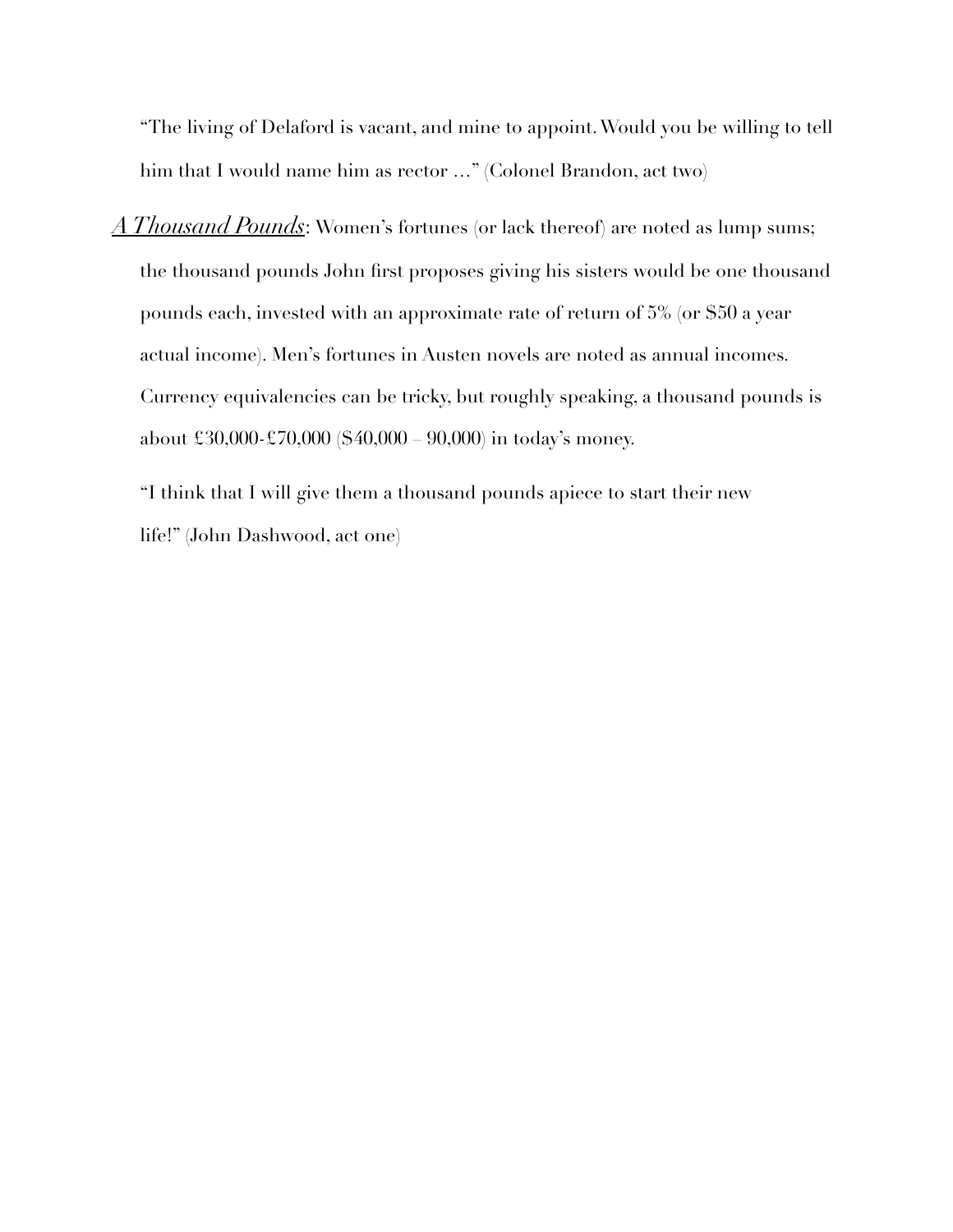"The living of Delaford is vacant, and mine to appoint. Would you be willing to tell him that I would name him as rector …" (Colonel Brandon, act two)

*A Thousand Pounds*: Women's fortunes (or lack thereof) are noted as lump sums; the thousand pounds John first proposes giving his sisters would be one thousand pounds each, invested with an approximate rate of return of 5% (or $50 a year actual income). Men's fortunes in Austen novels are noted as annual incomes. Currency equivalencies can be tricky, but roughly speaking, a thousand pounds is about £30,000-£70,000 ($40,000 – 90,000) in today's money.

"I think that I will give them a thousand pounds apiece to start their new life!" (John Dashwood, act one)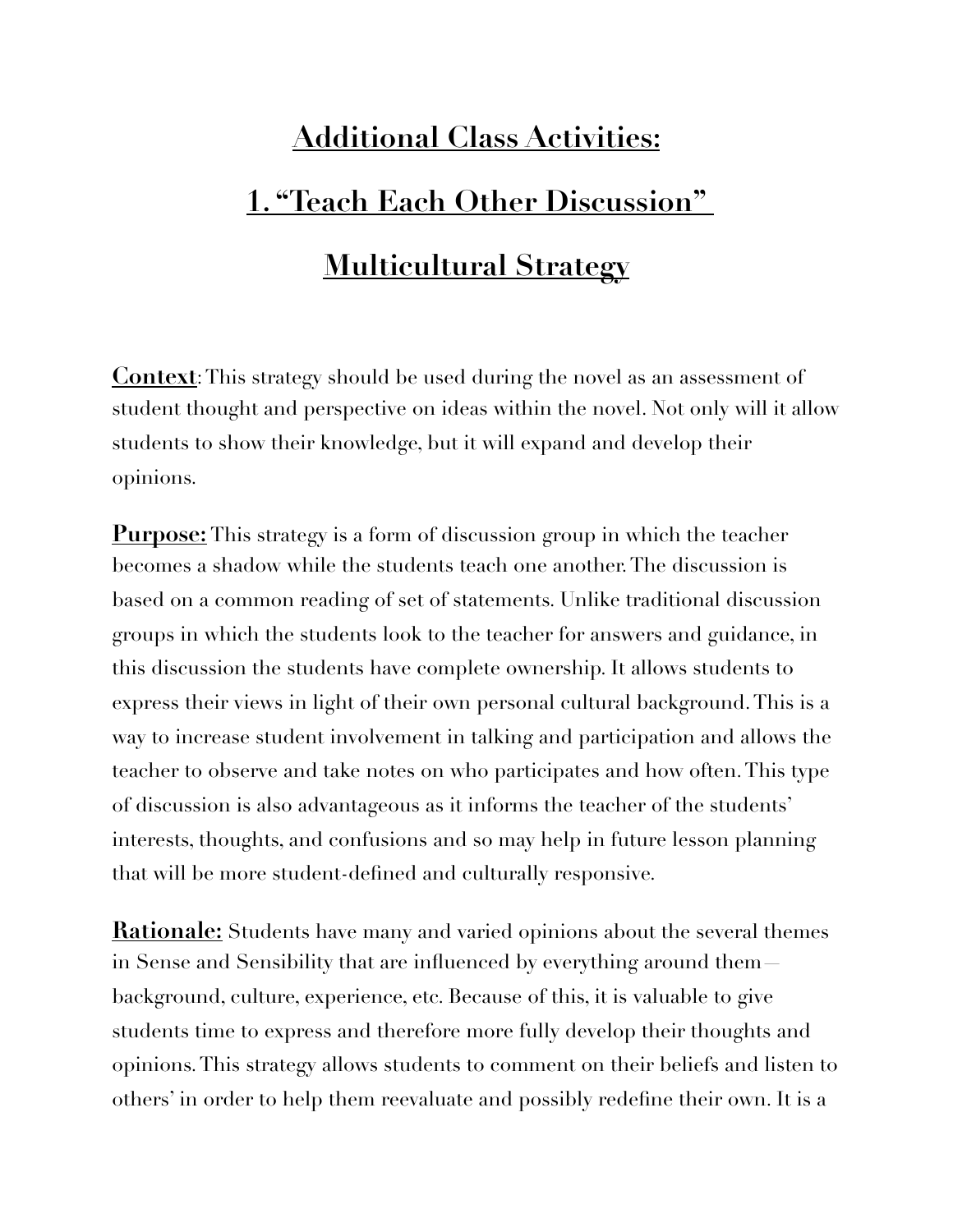# Additional Class Activities:

# 1. "Teach Each Other Discussion"

# Multicultural Strategy

**Context**: This strategy should be used during the novel as an assessment of student thought and perspective on ideas within the novel. Not only will it allow students to show their knowledge, but it will expand and develop their opinions.

**Purpose:** This strategy is a form of discussion group in which the teacher becomes a shadow while the students teach one another. The discussion is based on a common reading of set of statements. Unlike traditional discussion groups in which the students look to the teacher for answers and guidance, in this discussion the students have complete ownership. It allows students to express their views in light of their own personal cultural background. This is a way to increase student involvement in talking and participation and allows the teacher to observe and take notes on who participates and how often. This type of discussion is also advantageous as it informs the teacher of the students' interests, thoughts, and confusions and so may help in future lesson planning that will be more student-defined and culturally responsive.

**Rationale:** Students have many and varied opinions about the several themes in Sense and Sensibility that are influenced by everything around them— background, culture, experience, etc. Because of this, it is valuable to give students time to express and therefore more fully develop their thoughts and opinions. This strategy allows students to comment on their beliefs and listen to others' in order to help them reevaluate and possibly redefine their own. It is a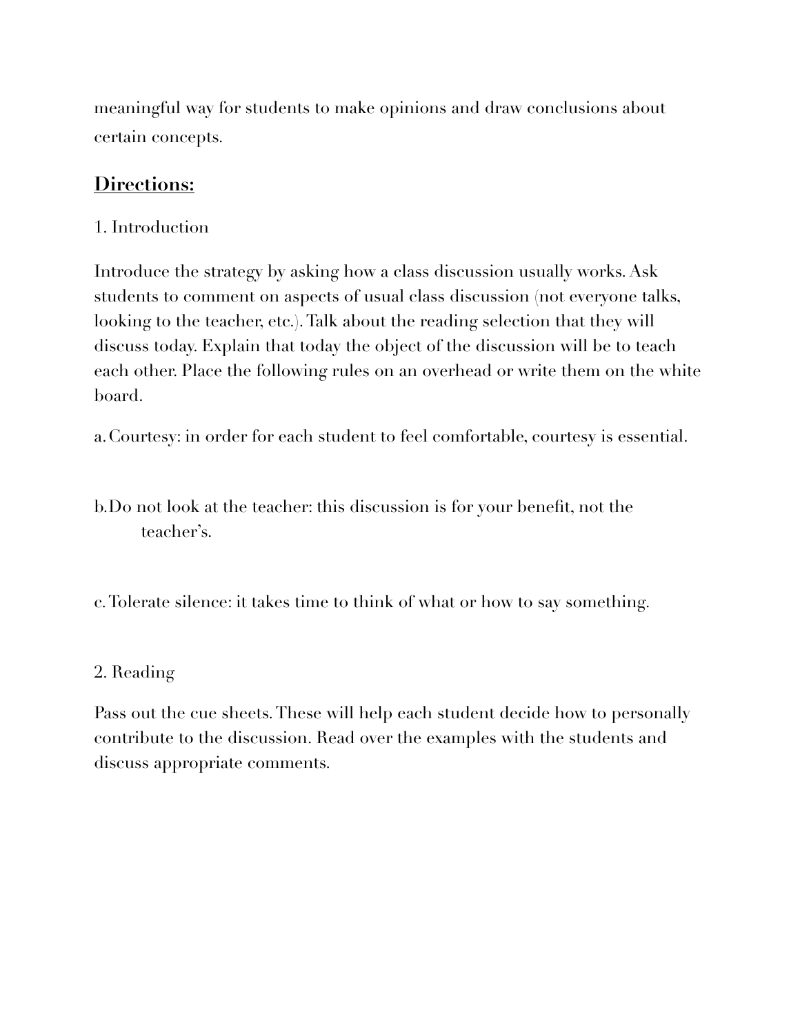meaningful way for students to make opinions and draw conclusions about certain concepts.

## Directions:

1. Introduction

Introduce the strategy by asking how a class discussion usually works. Ask students to comment on aspects of usual class discussion (not everyone talks, looking to the teacher, etc.). Talk about the reading selection that they will discuss today. Explain that today the object of the discussion will be to teach each other. Place the following rules on an overhead or write them on the white board.

a. Courtesy: in order for each student to feel comfortable, courtesy is essential.

b. Do not look at the teacher: this discussion is for your benefit, not the teacher's.

c. Tolerate silence: it takes time to think of what or how to say something.

2. Reading

Pass out the cue sheets. These will help each student decide how to personally contribute to the discussion. Read over the examples with the students and discuss appropriate comments.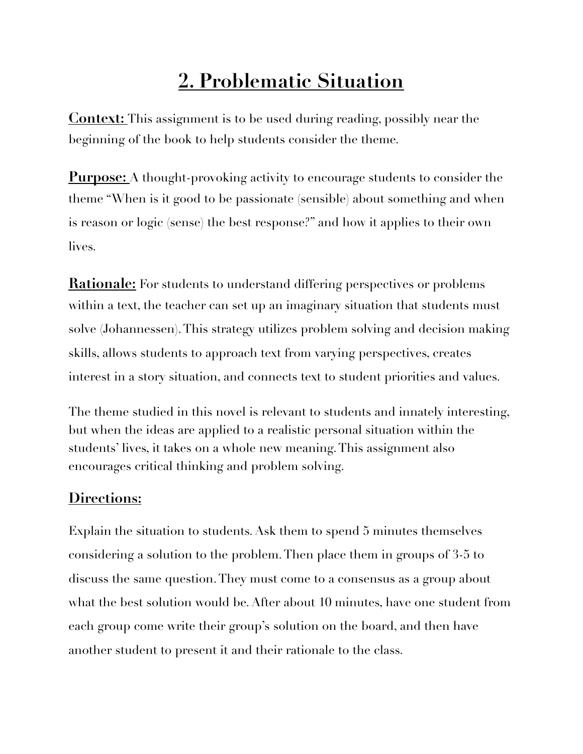# 2. Problematic Situation

**Context:** This assignment is to be used during reading, possibly near the beginning of the book to help students consider the theme.

**Purpose:** A thought-provoking activity to encourage students to consider the theme "When is it good to be passionate (sensible) about something and when is reason or logic (sense) the best response?" and how it applies to their own lives.

**Rationale:** For students to understand differing perspectives or problems within a text, the teacher can set up an imaginary situation that students must solve (Johannessen). This strategy utilizes problem solving and decision making skills, allows students to approach text from varying perspectives, creates interest in a story situation, and connects text to student priorities and values.

The theme studied in this novel is relevant to students and innately interesting, but when the ideas are applied to a realistic personal situation within the students' lives, it takes on a whole new meaning. This assignment also encourages critical thinking and problem solving.

## Directions:

Explain the situation to students. Ask them to spend 5 minutes themselves considering a solution to the problem. Then place them in groups of 3-5 to discuss the same question. They must come to a consensus as a group about what the best solution would be. After about 10 minutes, have one student from each group come write their group's solution on the board, and then have another student to present it and their rationale to the class.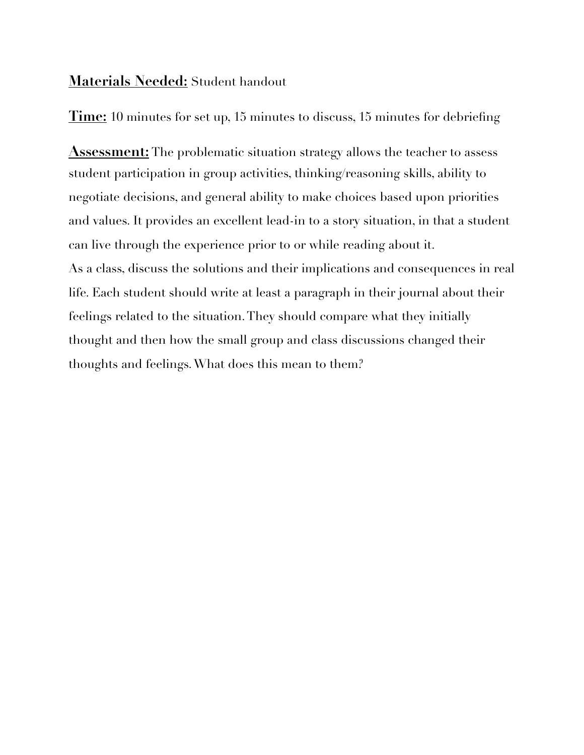**<u>Materials Needed:</u>** Student handout

**<u>Time:</u>** 10 minutes for set up, 15 minutes to discuss, 15 minutes for debriefing

**<u>Assessment:</u>** The problematic situation strategy allows the teacher to assess student participation in group activities, thinking/reasoning skills, ability to negotiate decisions, and general ability to make choices based upon priorities and values. It provides an excellent lead-in to a story situation, in that a student can live through the experience prior to or while reading about it.

As a class, discuss the solutions and their implications and consequences in real life. Each student should write at least a paragraph in their journal about their feelings related to the situation. They should compare what they initially thought and then how the small group and class discussions changed their thoughts and feelings. What does this mean to them?